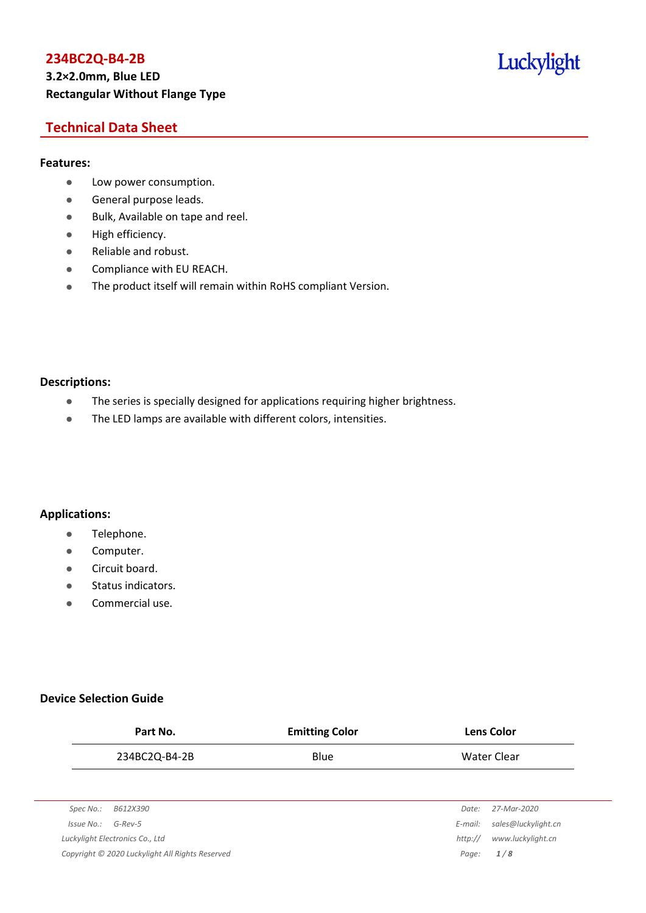# 234BC2Q-B4-2B

**3.2×2.0mm, Blue LED**
**Rectangular Without Flange Type**

Luckylight

## Technical Data Sheet

### Features:

- Low power consumption.
- General purpose leads.
- Bulk, Available on tape and reel.
- High efficiency.
- Reliable and robust.
- Compliance with EU REACH.
- The product itself will remain within RoHS compliant Version.

### Descriptions:

- The series is specially designed for applications requiring higher brightness.
- The LED lamps are available with different colors, intensities.

### Applications:

- Telephone.
- Computer.
- Circuit board.
- Status indicators.
- Commercial use.

### Device Selection Guide

| Part No. | Emitting Color | Lens Color |
|---|---|---|
| 234BC2Q-B4-2B | Blue | Water Clear |

Spec No.: B612X390
Issue No.: G-Rev-5
Luckylight Electronics Co., Ltd
Copyright © 2020 Luckylight All Rights Reserved
Date: 27-Mar-2020
E-mail: sales@luckylight.cn
http:// www.luckylight.cn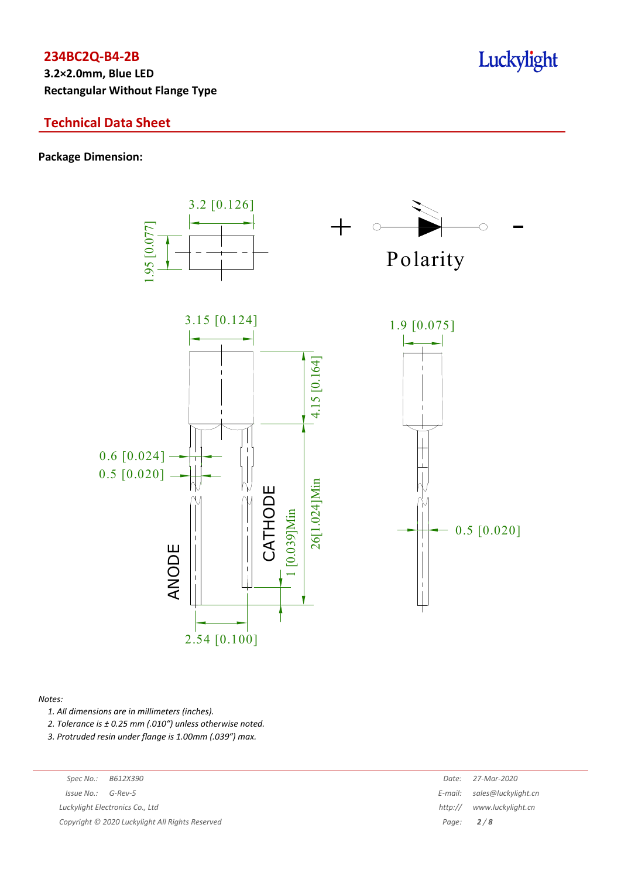**234BC2Q-B4-2B**

**3.2×2.0mm, Blue LED**

**Rectangular Without Flange Type**

## Technical Data Sheet

**Package Dimension:**

3.2 [0.126]

1.95 [0.077]

+ -

Polarity

3.15 [0.124]

1.9 [0.075]

4.15 [0.164]

0.6 [0.024]

0.5 [0.020]

CATHODE

ANODE

1 [0.039]Min

26[1.024]Min

0.5 [0.020]

2.54 [0.100]

*Notes:*

1. *All dimensions are in millimeters (inches).*
2. *Tolerance is ± 0.25 mm (.010") unless otherwise noted.*
3. *Protruded resin under flange is 1.00mm (.039") max.*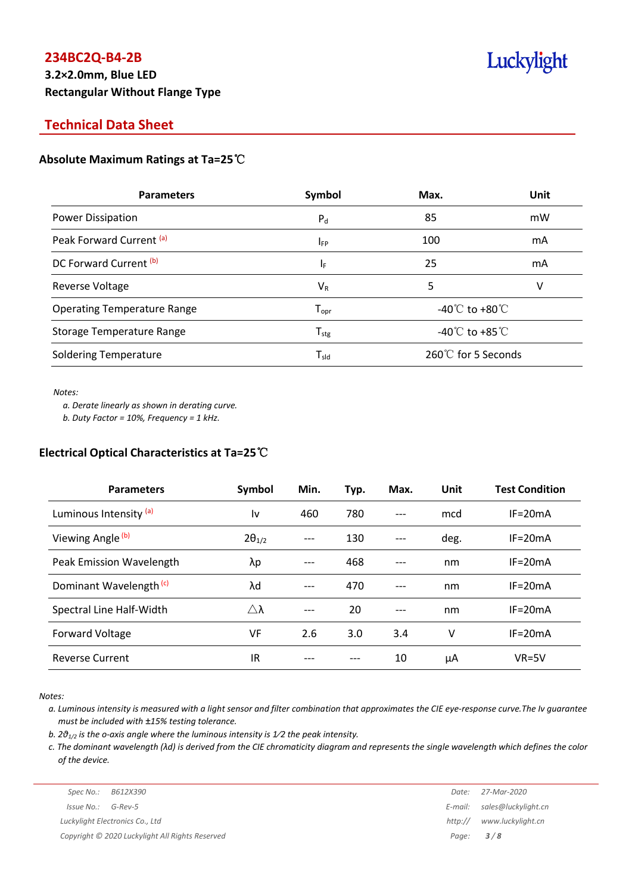# 234BC2Q-B4-2B

**3.2×2.0mm, Blue LED**

**Rectangular Without Flange Type**

Luckylight

## Technical Data Sheet

### Absolute Maximum Ratings at Ta=25℃

| Parameters | Symbol | Max. | Unit |
|---|---|---|---|
| Power Dissipation | $P_d$ | 85 | mW |
| Peak Forward Current [(a)] | $I_{FP}$ | 100 | mA |
| DC Forward Current [(b)] | $I_F$ | 25 | mA |
| Reverse Voltage | $V_R$ | 5 | V |
| Operating Temperature Range | $T_{opr}$ | -40℃ to +80℃ | |
| Storage Temperature Range | $T_{stg}$ | -40℃ to +85℃ | |
| Soldering Temperature | $T_{sld}$ | 260℃ for 5 Seconds | |

*Notes:*

*a. Derate linearly as shown in derating curve.*

*b. Duty Factor = 10%, Frequency = 1 kHz.*

### Electrical Optical Characteristics at Ta=25℃

| Parameters | Symbol | Min. | Typ. | Max. | Unit | Test Condition |
|---|---|---|---|---|---|---|
| Luminous Intensity [(a)] | Iv | 460 | 780 | --- | mcd | IF=20mA |
| Viewing Angle [(b)] | $2\theta_{1/2}$ | --- | 130 | --- | deg. | IF=20mA |
| Peak Emission Wavelength | λp | --- | 468 | --- | nm | IF=20mA |
| Dominant Wavelength [(c)] | λd | --- | 470 | --- | nm | IF=20mA |
| Spectral Line Half-Width | △λ | --- | 20 | --- | nm | IF=20mA |
| Forward Voltage | VF | 2.6 | 3.0 | 3.4 | V | IF=20mA |
| Reverse Current | IR | --- | --- | 10 | μA | VR=5V |

*Notes:*

*a. Luminous intensity is measured with a light sensor and filter combination that approximates the CIE eye-response curve.The Iv guarantee must be included with ±15% testing tolerance.*

*b. $2\theta_{1/2}$ is the o-axis angle where the luminous intensity is 1⁄2 the peak intensity.*

*c. The dominant wavelength (λd) is derived from the CIE chromaticity diagram and represents the single wavelength which defines the color of the device.*

| | | | |
|---|---|---|---|
| Spec No.: | B612X390 | Date: | 27-Mar-2020 |
| Issue No.: | G-Rev-5 | E-mail: | sales@luckylight.cn |
| Luckylight Electronics Co., Ltd | | http:// | www.luckylight.cn |
| Copyright © 2020 Luckylight All Rights Reserved | | | |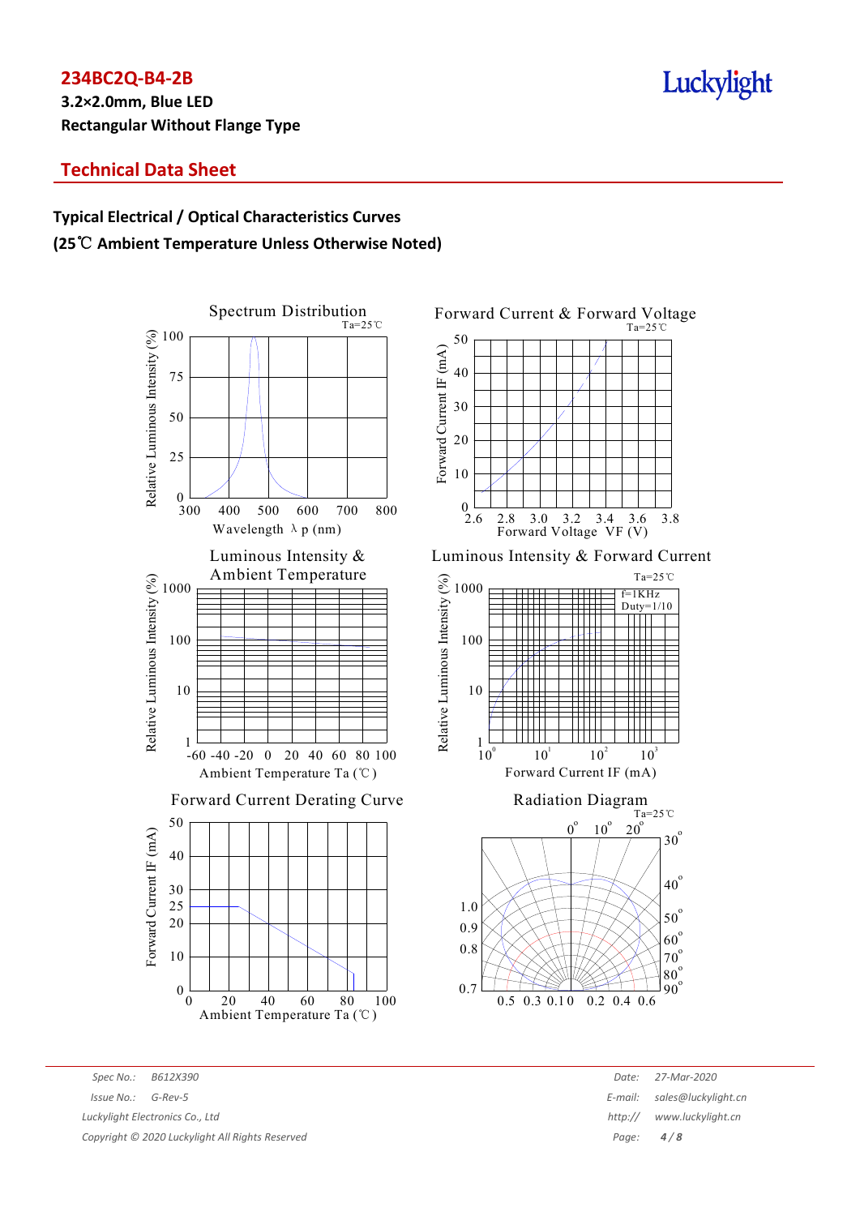**234BC2Q-B4-2B**

**3.2×2.0mm, Blue LED**

**Rectangular Without Flange Type**

## Technical Data Sheet

### Typical Electrical / Optical Characteristics Curves

### (25℃ Ambient Temperature Unless Otherwise Noted)

Spectrum Distribution

Ta=25℃

Relative Luminous Intensity (%)

Wavelength λp (nm)

Forward Current & Forward Voltage

Ta=25℃

Forward Current IF (mA)

Forward Voltage VF (V)

Luminous Intensity & Ambient Temperature

Relative Luminous Intensity (%)

Ambient Temperature Ta (℃)

Luminous Intensity & Forward Current

Ta=25℃

f=1KHz
Duty=1/10

Relative Luminous Intensity (%)

Forward Current IF (mA)

Forward Current Derating Curve

Forward Current IF (mA)

Ambient Temperature Ta (℃)

Radiation Diagram

Ta=25℃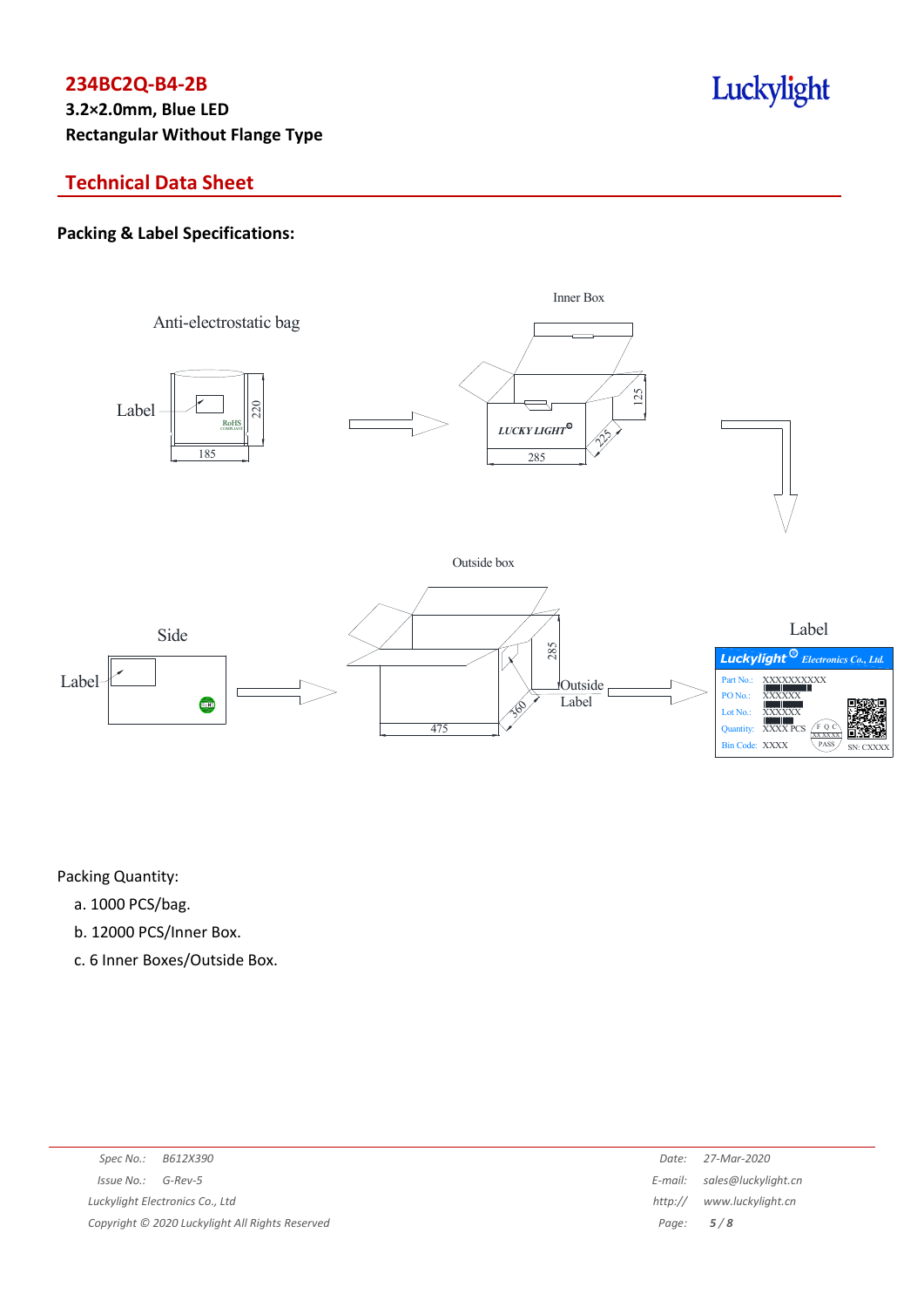**234BC2Q-B4-2B**

**3.2×2.0mm, Blue LED**

**Rectangular Without Flange Type**

## Technical Data Sheet

### Packing & Label Specifications:

Anti-electrostatic bag

Label

185

220

Inner Box

LUCKY LIGHT

285

225

125

Outside box

Side

Label

475

360

285

Outside Label

Label

Luckylight Electronics Co., Ltd.

Part No.: XXXXXXXXXX

PO No.: XXXXXX

Lot No.: XXXXXX

Quantity: XXXX PCS

Bin Code: XXXX

SN: CXXXX

Packing Quantity:

a. 1000 PCS/bag.

b. 12000 PCS/Inner Box.

c. 6 Inner Boxes/Outside Box.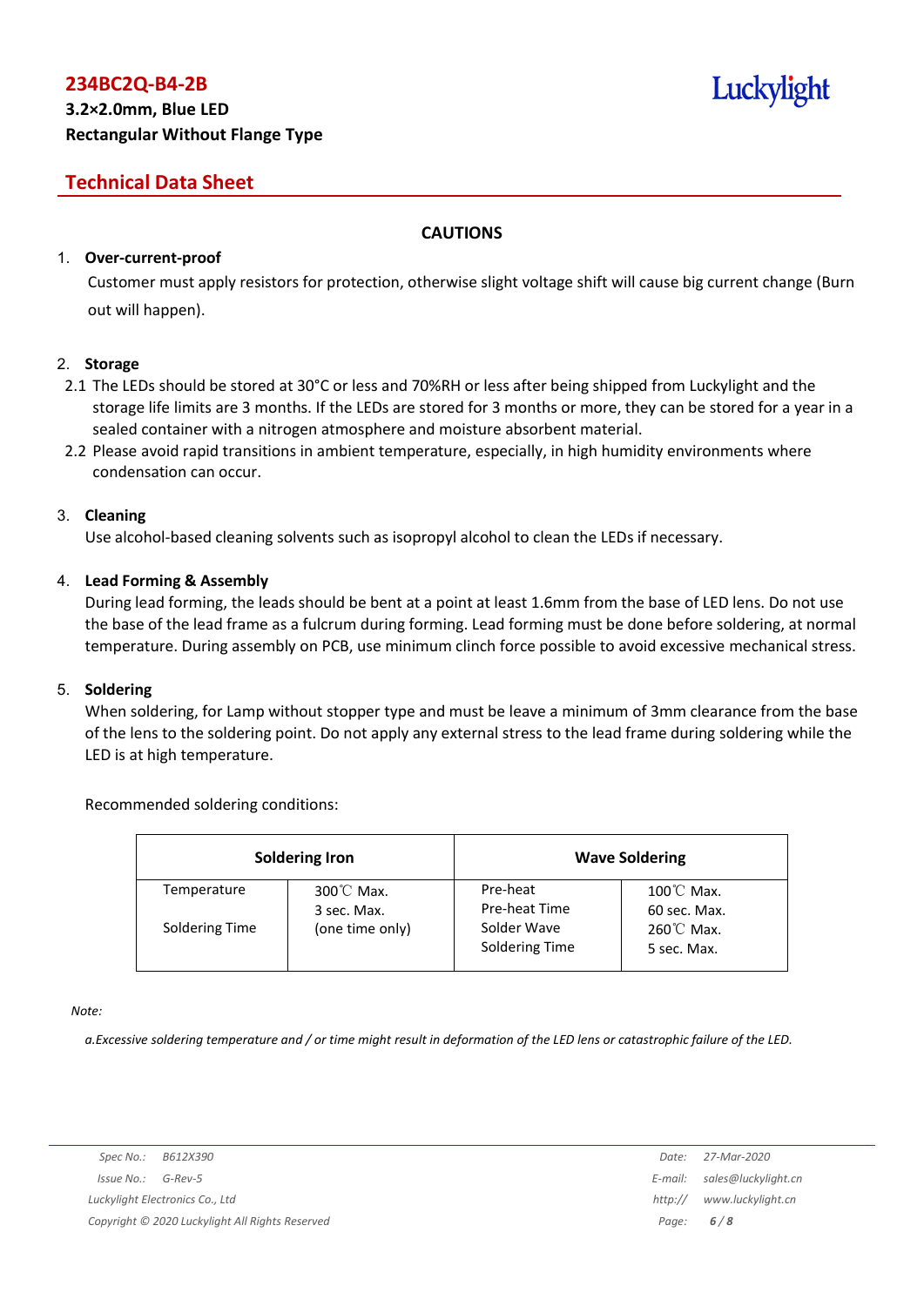# CAUTIONS

1. **Over-current-proof**

   Customer must apply resistors for protection, otherwise slight voltage shift will cause big current change (Burn out will happen).

2. **Storage**

   2.1 The LEDs should be stored at 30°C or less and 70%RH or less after being shipped from Luckylight and the storage life limits are 3 months. If the LEDs are stored for 3 months or more, they can be stored for a year in a sealed container with a nitrogen atmosphere and moisture absorbent material.

   2.2 Please avoid rapid transitions in ambient temperature, especially, in high humidity environments where condensation can occur.

3. **Cleaning**

   Use alcohol-based cleaning solvents such as isopropyl alcohol to clean the LEDs if necessary.

4. **Lead Forming & Assembly**

   During lead forming, the leads should be bent at a point at least 1.6mm from the base of LED lens. Do not use the base of the lead frame as a fulcrum during forming. Lead forming must be done before soldering, at normal temperature. During assembly on PCB, use minimum clinch force possible to avoid excessive mechanical stress.

5. **Soldering**

   When soldering, for Lamp without stopper type and must be leave a minimum of 3mm clearance from the base of the lens to the soldering point. Do not apply any external stress to the lead frame during soldering while the LED is at high temperature.

   Recommended soldering conditions:

| **Soldering Iron** | | **Wave Soldering** | |
|---|---|---|---|
| Temperature<br>Soldering Time | 300℃ Max.<br>3 sec. Max.<br>(one time only) | Pre-heat<br>Pre-heat Time<br>Solder Wave<br>Soldering Time | 100℃ Max.<br>60 sec. Max.<br>260℃ Max.<br>5 sec. Max. |

*Note:*

*a.Excessive soldering temperature and / or time might result in deformation of the LED lens or catastrophic failure of the LED.*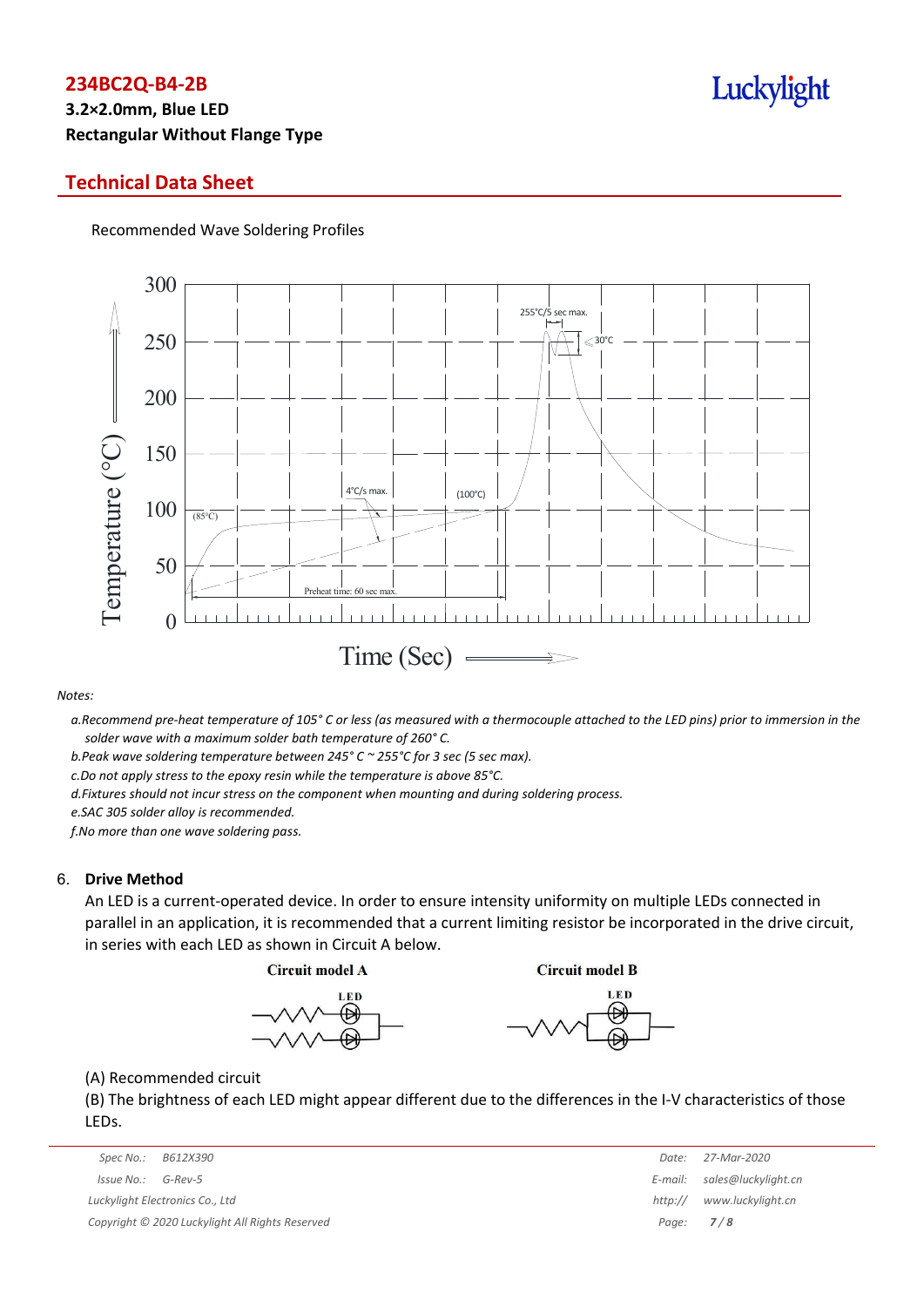## Technical Data Sheet

Recommended Wave Soldering Profiles

*Notes:*

*a.Recommend pre-heat temperature of 105° C or less (as measured with a thermocouple attached to the LED pins) prior to immersion in the solder wave with a maximum solder bath temperature of 260° C.*

*b.Peak wave soldering temperature between 245° C ~ 255°C for 3 sec (5 sec max).*

*c.Do not apply stress to the epoxy resin while the temperature is above 85°C.*

*d.Fixtures should not incur stress on the component when mounting and during soldering process.*

*e.SAC 305 solder alloy is recommended.*

*f.No more than one wave soldering pass.*

### 6. Drive Method

An LED is a current-operated device. In order to ensure intensity uniformity on multiple LEDs connected in parallel in an application, it is recommended that a current limiting resistor be incorporated in the drive circuit, in series with each LED as shown in Circuit A below.

(A) Recommended circuit

(B) The brightness of each LED might appear different due to the differences in the I-V characteristics of those LEDs.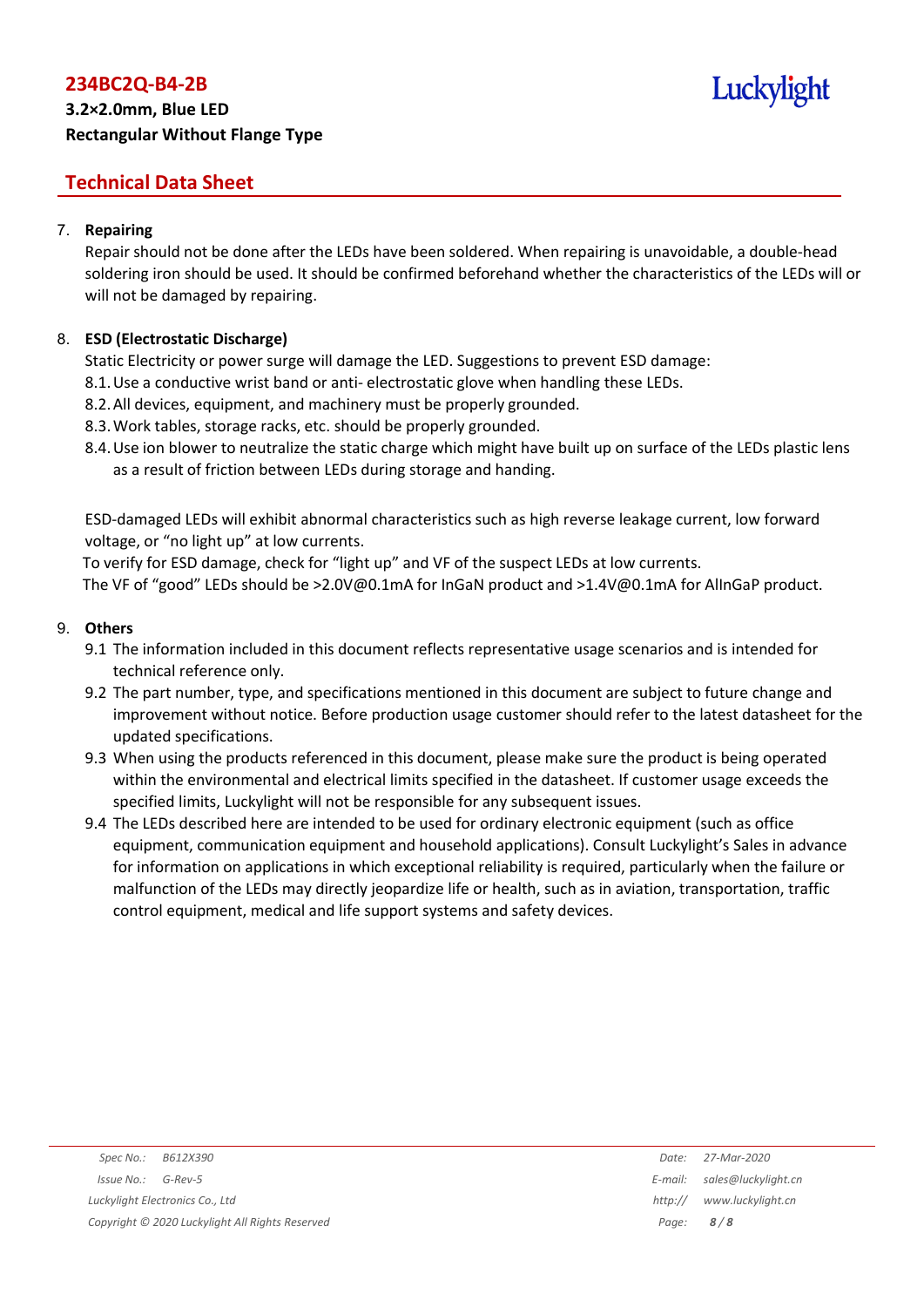7. **Repairing**

   Repair should not be done after the LEDs have been soldered. When repairing is unavoidable, a double-head soldering iron should be used. It should be confirmed beforehand whether the characteristics of the LEDs will or will not be damaged by repairing.

8. **ESD (Electrostatic Discharge)**

   Static Electricity or power surge will damage the LED. Suggestions to prevent ESD damage:

   8.1. Use a conductive wrist band or anti- electrostatic glove when handling these LEDs.

   8.2. All devices, equipment, and machinery must be properly grounded.

   8.3. Work tables, storage racks, etc. should be properly grounded.

   8.4. Use ion blower to neutralize the static charge which might have built up on surface of the LEDs plastic lens as a result of friction between LEDs during storage and handing.

   ESD-damaged LEDs will exhibit abnormal characteristics such as high reverse leakage current, low forward voltage, or "no light up" at low currents.

   To verify for ESD damage, check for "light up" and VF of the suspect LEDs at low currents.

   The VF of "good" LEDs should be >2.0V@0.1mA for InGaN product and >1.4V@0.1mA for AlInGaP product.

9. **Others**

   9.1 The information included in this document reflects representative usage scenarios and is intended for technical reference only.

   9.2 The part number, type, and specifications mentioned in this document are subject to future change and improvement without notice. Before production usage customer should refer to the latest datasheet for the updated specifications.

   9.3 When using the products referenced in this document, please make sure the product is being operated within the environmental and electrical limits specified in the datasheet. If customer usage exceeds the specified limits, Luckylight will not be responsible for any subsequent issues.

   9.4 The LEDs described here are intended to be used for ordinary electronic equipment (such as office equipment, communication equipment and household applications). Consult Luckylight's Sales in advance for information on applications in which exceptional reliability is required, particularly when the failure or malfunction of the LEDs may directly jeopardize life or health, such as in aviation, transportation, traffic control equipment, medical and life support systems and safety devices.